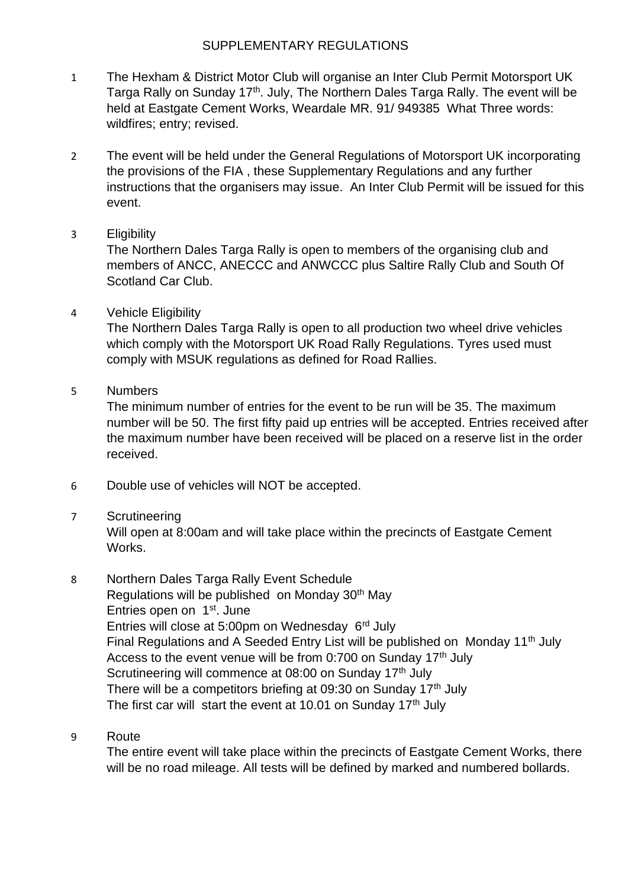# SUPPLEMENTARY REGULATIONS

1. The Hexham & District Motor Club will organise an Inter Club Permit Motorsport UK Targa Rally on Sunday 17th. July, The Northern Dales Targa Rally. The event will be held at Eastgate Cement Works, Weardale MR. 91/ 949385 What Three words: wildfires; entry; revised.

2. The event will be held under the General Regulations of Motorsport UK incorporating the provisions of the FIA , these Supplementary Regulations and any further instructions that the organisers may issue. An Inter Club Permit will be issued for this event.

3. Eligibility
   The Northern Dales Targa Rally is open to members of the organising club and members of ANCC, ANECCC and ANWCCC plus Saltire Rally Club and South Of Scotland Car Club.

4. Vehicle Eligibility
   The Northern Dales Targa Rally is open to all production two wheel drive vehicles which comply with the Motorsport UK Road Rally Regulations. Tyres used must comply with MSUK regulations as defined for Road Rallies.

5. Numbers
   The minimum number of entries for the event to be run will be 35. The maximum number will be 50. The first fifty paid up entries will be accepted. Entries received after the maximum number have been received will be placed on a reserve list in the order received.

6. Double use of vehicles will NOT be accepted.

7. Scrutineering
   Will open at 8:00am and will take place within the precincts of Eastgate Cement Works.

8. Northern Dales Targa Rally Event Schedule
   Regulations will be published on Monday 30th May
   Entries open on 1st. June
   Entries will close at 5:00pm on Wednesday 6rd July
   Final Regulations and A Seeded Entry List will be published on Monday 11th July
   Access to the event venue will be from 0:700 on Sunday 17th July
   Scrutineering will commence at 08:00 on Sunday 17th July
   There will be a competitors briefing at 09:30 on Sunday 17th July
   The first car will start the event at 10.01 on Sunday 17th July

9. Route
   The entire event will take place within the precincts of Eastgate Cement Works, there will be no road mileage. All tests will be defined by marked and numbered bollards.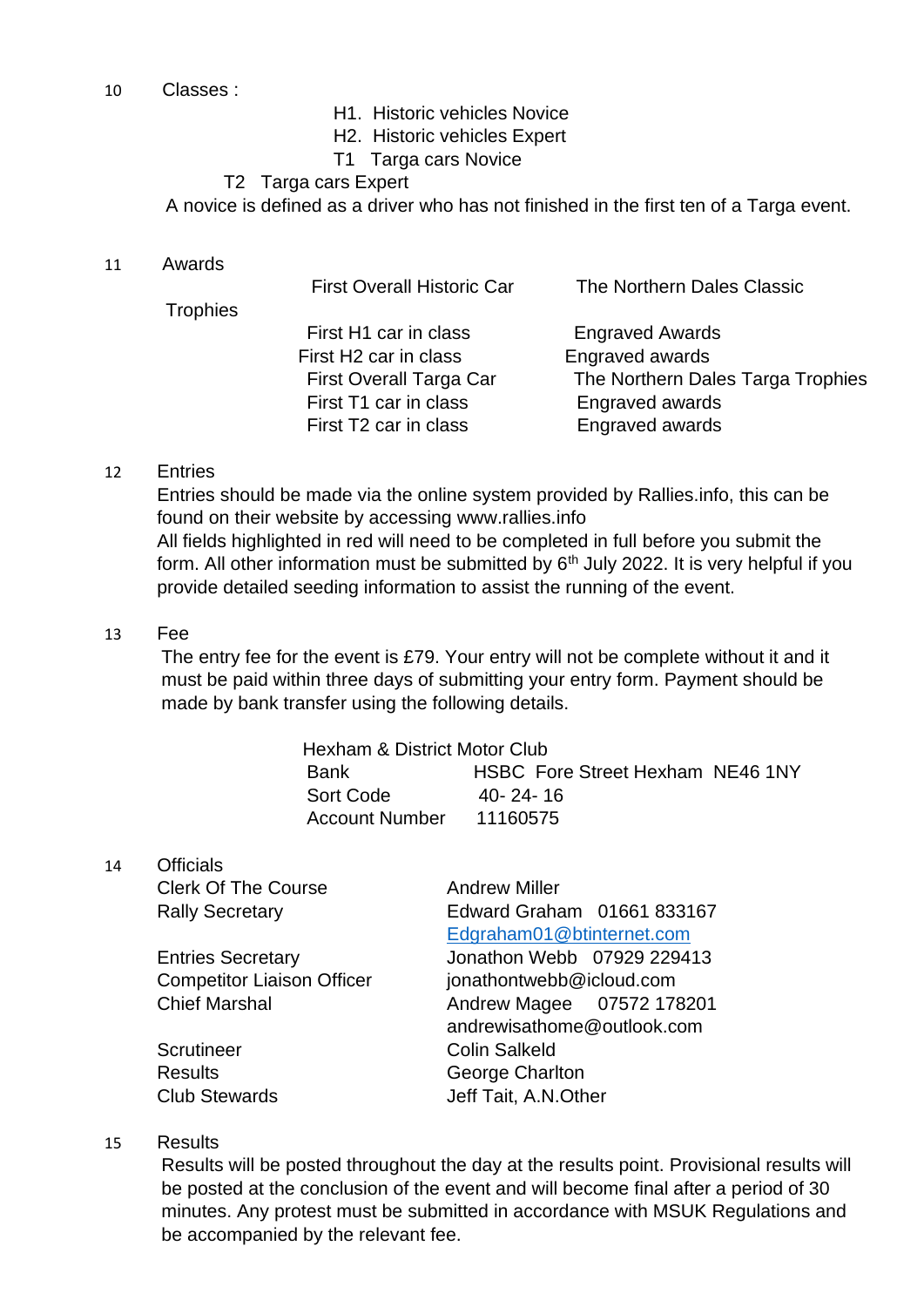10 Classes :

- H1. Historic vehicles Novice
- H2. Historic vehicles Expert
- T1 Targa cars Novice
- T2 Targa cars Expert

A novice is defined as a driver who has not finished in the first ten of a Targa event.

11 Awards

| | |
|---|---|
| First Overall Historic Car | The Northern Dales Classic Trophies |
| First H1 car in class | Engraved Awards |
| First H2 car in class | Engraved awards |
| First Overall Targa Car | The Northern Dales Targa Trophies |
| First T1 car in class | Engraved awards |
| First T2 car in class | Engraved awards |

12 Entries

Entries should be made via the online system provided by Rallies.info, this can be found on their website by accessing www.rallies.info
All fields highlighted in red will need to be completed in full before you submit the form. All other information must be submitted by 6th July 2022. It is very helpful if you provide detailed seeding information to assist the running of the event.

13 Fee

The entry fee for the event is £79. Your entry will not be complete without it and it must be paid within three days of submitting your entry form. Payment should be made by bank transfer using the following details.

Hexham & District Motor Club

| | |
|---|---|
| Bank | HSBC Fore Street Hexham NE46 1NY |
| Sort Code | 40- 24- 16 |
| Account Number | 11160575 |

14 Officials

| | |
|---|---|
| Clerk Of The Course | Andrew Miller |
| Rally Secretary | Edward Graham 01661 833167 Edgraham01@btinternet.com |
| Entries Secretary | Jonathon Webb 07929 229413 |
| Competitor Liaison Officer | jonathontwebb@icloud.com |
| Chief Marshal | Andrew Magee 07572 178201 andrewisathome@outlook.com |
| Scrutineer | Colin Salkeld |
| Results | George Charlton |
| Club Stewards | Jeff Tait, A.N.Other |

15 Results

Results will be posted throughout the day at the results point. Provisional results will be posted at the conclusion of the event and will become final after a period of 30 minutes. Any protest must be submitted in accordance with MSUK Regulations and be accompanied by the relevant fee.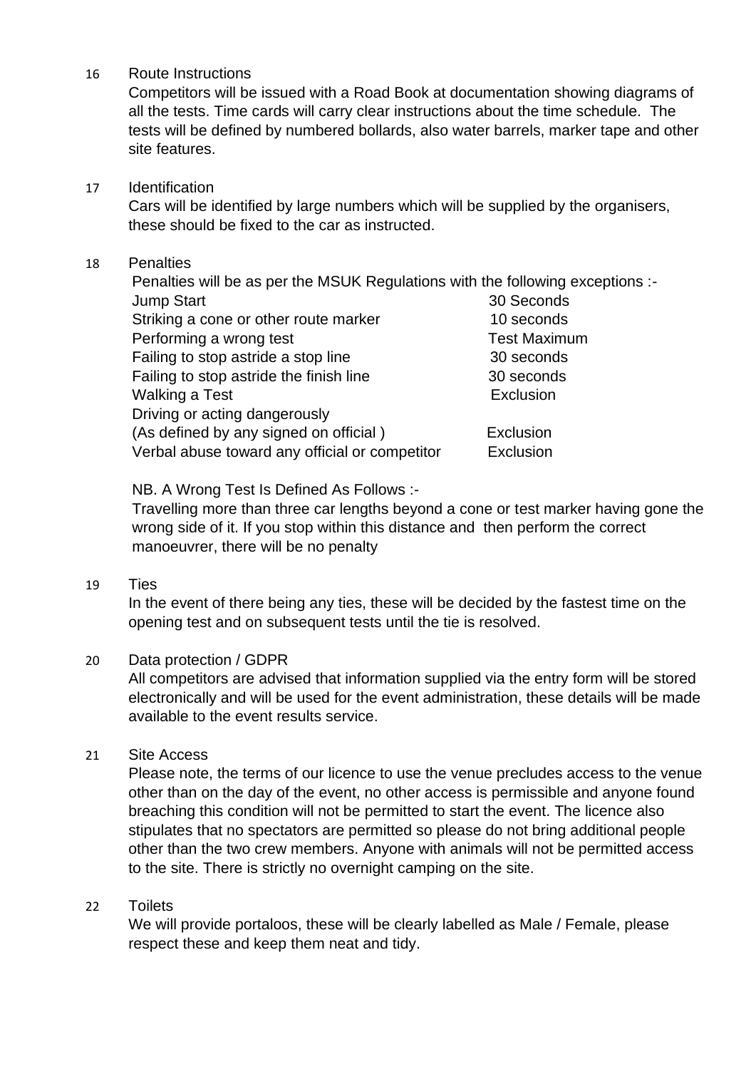## 16 Route Instructions

Competitors will be issued with a Road Book at documentation showing diagrams of all the tests. Time cards will carry clear instructions about the time schedule. The tests will be defined by numbered bollards, also water barrels, marker tape and other site features.

## 17 Identification

Cars will be identified by large numbers which will be supplied by the organisers, these should be fixed to the car as instructed.

## 18 Penalties

Penalties will be as per the MSUK Regulations with the following exceptions :-

| | |
|---|---|
| Jump Start | 30 Seconds |
| Striking a cone or other route marker | 10 seconds |
| Performing a wrong test | Test Maximum |
| Failing to stop astride a stop line | 30 seconds |
| Failing to stop astride the finish line | 30 seconds |
| Walking a Test | Exclusion |
| Driving or acting dangerously (As defined by any signed on official ) | Exclusion |
| Verbal abuse toward any official or competitor | Exclusion |

NB. A Wrong Test Is Defined As Follows :-

Travelling more than three car lengths beyond a cone or test marker having gone the wrong side of it. If you stop within this distance and then perform the correct manoeuvrer, there will be no penalty

## 19 Ties

In the event of there being any ties, these will be decided by the fastest time on the opening test and on subsequent tests until the tie is resolved.

## 20 Data protection / GDPR

All competitors are advised that information supplied via the entry form will be stored electronically and will be used for the event administration, these details will be made available to the event results service.

## 21 Site Access

Please note, the terms of our licence to use the venue precludes access to the venue other than on the day of the event, no other access is permissible and anyone found breaching this condition will not be permitted to start the event. The licence also stipulates that no spectators are permitted so please do not bring additional people other than the two crew members. Anyone with animals will not be permitted access to the site. There is strictly no overnight camping on the site.

## 22 Toilets

We will provide portaloos, these will be clearly labelled as Male / Female, please respect these and keep them neat and tidy.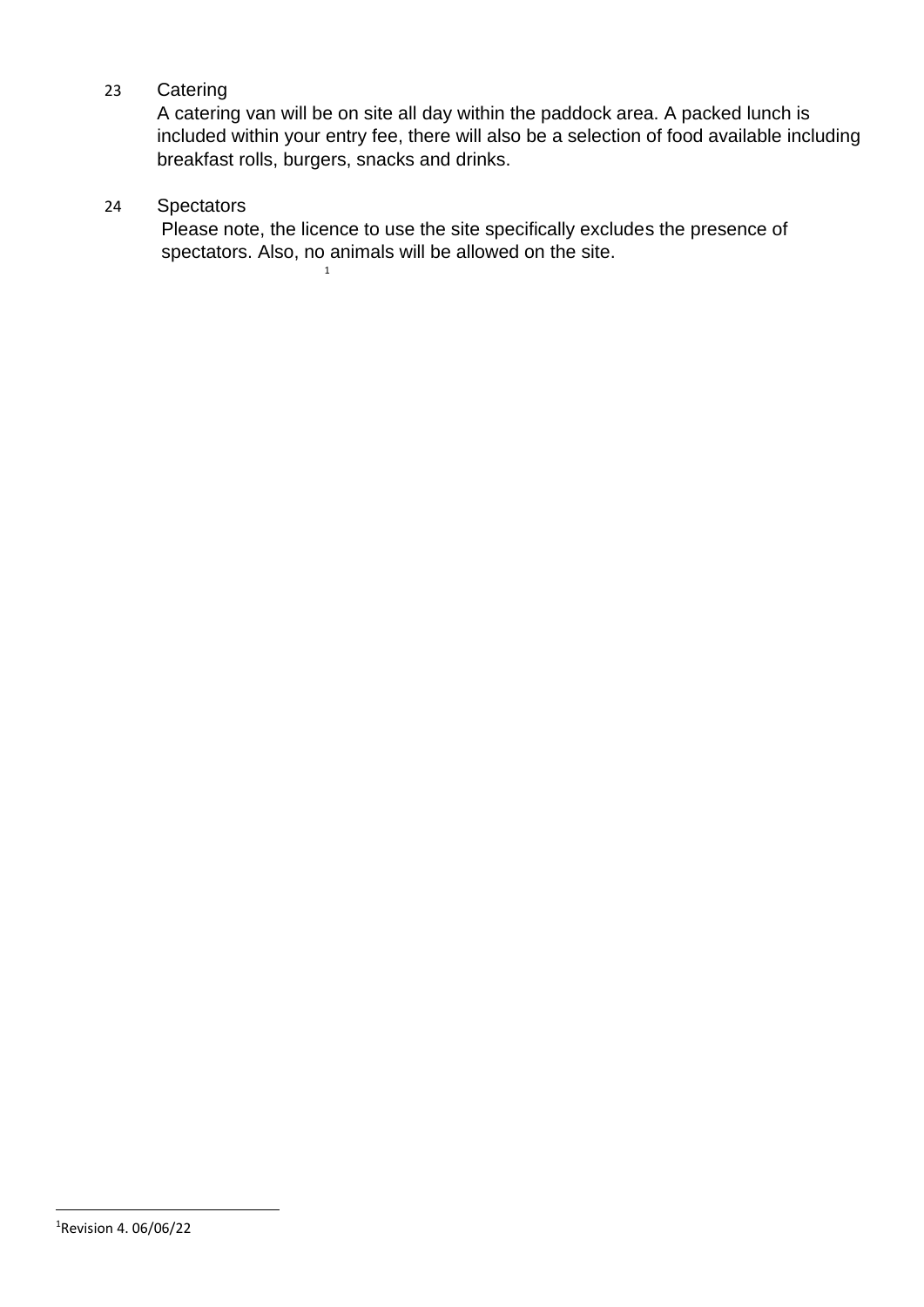23 Catering

A catering van will be on site all day within the paddock area. A packed lunch is included within your entry fee, there will also be a selection of food available including breakfast rolls, burgers, snacks and drinks.

24 Spectators

Please note, the licence to use the site specifically excludes the presence of spectators. Also, no animals will be allowed on the site.[1]

[1] Revision 4. 06/06/22